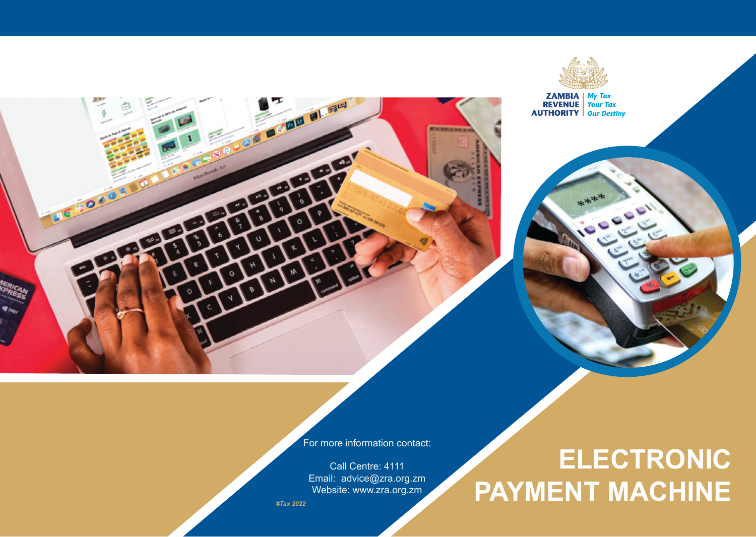ZAMBIA REVENUE AUTHORITY

*My Tax Your Tax Our Destiny*

For more information contact:

Call Centre: 4111
Email: advice@zra.org.zm
Website: www.zra.org.zm

*#Tax 2022*

# ELECTRONIC PAYMENT MACHINE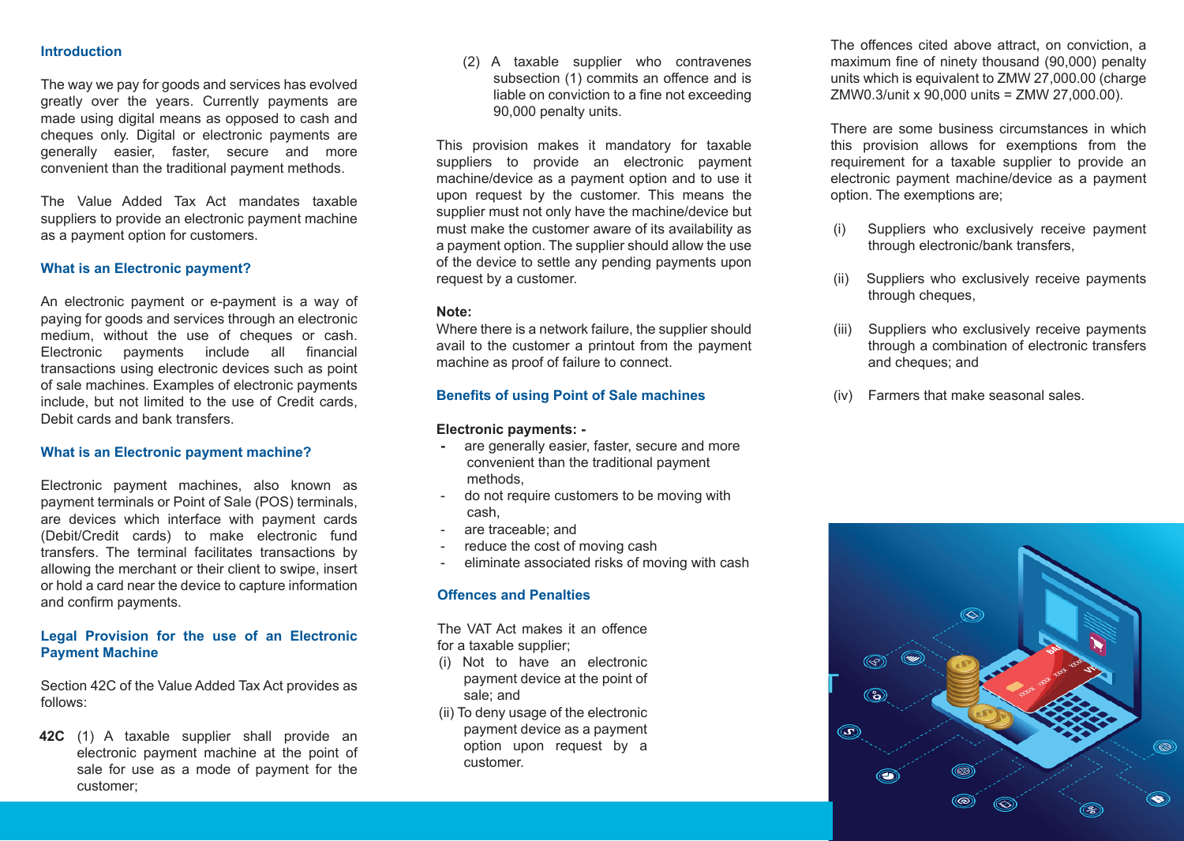## Introduction

The way we pay for goods and services has evolved greatly over the years. Currently payments are made using digital means as opposed to cash and cheques only. Digital or electronic payments are generally easier, faster, secure and more convenient than the traditional payment methods.

The Value Added Tax Act mandates taxable suppliers to provide an electronic payment machine as a payment option for customers.

## What is an Electronic payment?

An electronic payment or e-payment is a way of paying for goods and services through an electronic medium, without the use of cheques or cash. Electronic payments include all financial transactions using electronic devices such as point of sale machines. Examples of electronic payments include, but not limited to the use of Credit cards, Debit cards and bank transfers.

## What is an Electronic payment machine?

Electronic payment machines, also known as payment terminals or Point of Sale (POS) terminals, are devices which interface with payment cards (Debit/Credit cards) to make electronic fund transfers. The terminal facilitates transactions by allowing the merchant or their client to swipe, insert or hold a card near the device to capture information and confirm payments.

## Legal Provision for the use of an Electronic Payment Machine

Section 42C of the Value Added Tax Act provides as follows:

**42C** (1) A taxable supplier shall provide an electronic payment machine at the point of sale for use as a mode of payment for the customer;

(2) A taxable supplier who contravenes subsection (1) commits an offence and is liable on conviction to a fine not exceeding 90,000 penalty units.

This provision makes it mandatory for taxable suppliers to provide an electronic payment machine/device as a payment option and to use it upon request by the customer. This means the supplier must not only have the machine/device but must make the customer aware of its availability as a payment option. The supplier should allow the use of the device to settle any pending payments upon request by a customer.

**Note:**
Where there is a network failure, the supplier should avail to the customer a printout from the payment machine as proof of failure to connect.

## Benefits of using Point of Sale machines

**Electronic payments: -**

- are generally easier, faster, secure and more convenient than the traditional payment methods,
- do not require customers to be moving with cash,
- are traceable; and
- reduce the cost of moving cash
- eliminate associated risks of moving with cash

## Offences and Penalties

The VAT Act makes it an offence for a taxable supplier;

(i) Not to have an electronic payment device at the point of sale; and
(ii) To deny usage of the electronic payment device as a payment option upon request by a customer.

The offences cited above attract, on conviction, a maximum fine of ninety thousand (90,000) penalty units which is equivalent to ZMW 27,000.00 (charge ZMW0.3/unit x 90,000 units = ZMW 27,000.00).

There are some business circumstances in which this provision allows for exemptions from the requirement for a taxable supplier to provide an electronic payment machine/device as a payment option. The exemptions are;

(i) Suppliers who exclusively receive payment through electronic/bank transfers,

(ii) Suppliers who exclusively receive payments through cheques,

(iii) Suppliers who exclusively receive payments through a combination of electronic transfers and cheques; and

(iv) Farmers that make seasonal sales.